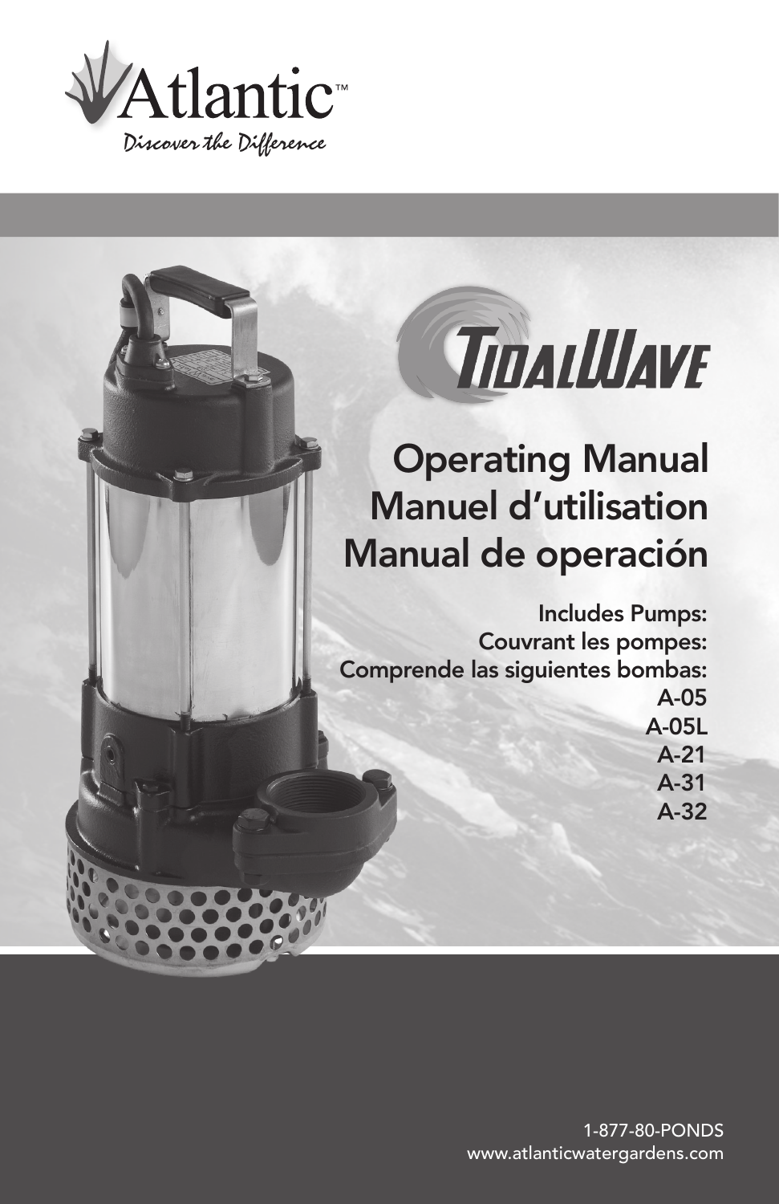Atlantic™

*Discover the Difference*

TidalWave

# Operating Manual
# Manuel d'utilisation
# Manual de operación

**Includes Pumps:**
**Couvrant les pompes:**
**Comprende las siguientes bombas:**

**A-05**
**A-05L**
**A-21**
**A-31**
**A-32**

1-877-80-PONDS
www.atlanticwatergardens.com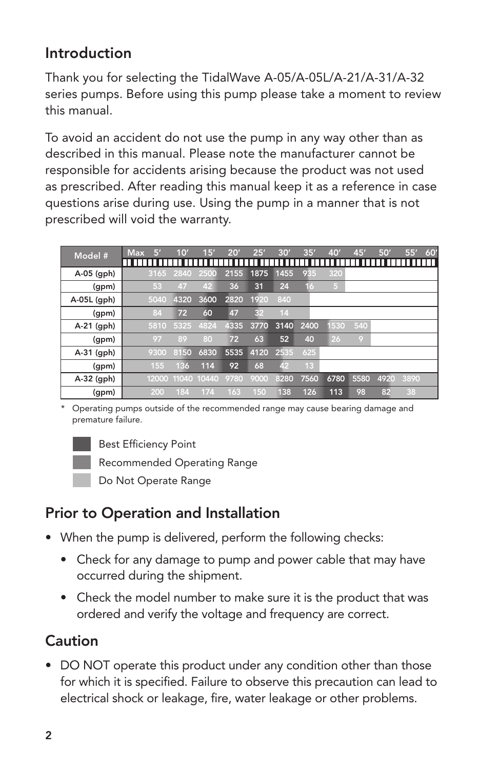## Introduction

Thank you for selecting the TidalWave A-05/A-05L/A-21/A-31/A-32 series pumps. Before using this pump please take a moment to review this manual.

To avoid an accident do not use the pump in any way other than as described in this manual. Please note the manufacturer cannot be responsible for accidents arising because the product was not used as prescribed. After reading this manual keep it as a reference in case questions arise during use. Using the pump in a manner that is not prescribed will void the warranty.

| Model # | Max | 5' | 10' | 15' | 20' | 25' | 30' | 35' | 40' | 45' | 50' | 55' | 60' |
|---|---|---|---|---|---|---|---|---|---|---|---|---|---|
| A-05 (gph) | 3165 | 2840 | 2500 | 2155 | 1875 | 1455 | 935 | 320 | | | | | |
| (gpm) | 53 | 47 | 42 | 36 | 31 | 24 | 16 | 5 | | | | | |
| A-05L (gph) | 5040 | 4320 | 3600 | 2820 | 1920 | 840 | | | | | | | |
| (gpm) | 84 | 72 | 60 | 47 | 32 | 14 | | | | | | | |
| A-21 (gph) | 5810 | 5325 | 4824 | 4335 | 3770 | 3140 | 2400 | 1530 | 540 | | | | |
| (gpm) | 97 | 89 | 80 | 72 | 63 | 52 | 40 | 26 | 9 | | | | |
| A-31 (gph) | 9300 | 8150 | 6830 | 5535 | 4120 | 2535 | 625 | | | | | | |
| (gpm) | 155 | 136 | 114 | 92 | 68 | 42 | 13 | | | | | | |
| A-32 (gph) | 12000 | 11040 | 10440 | 9780 | 9000 | 8280 | 7560 | 6780 | 5580 | 4920 | 3890 | | |
| (gpm) | 200 | 184 | 174 | 163 | 150 | 138 | 126 | 113 | 98 | 82 | 38 | | |

\* Operating pumps outside of the recommended range may cause bearing damage and premature failure.

- Best Efficiency Point
- Recommended Operating Range
- Do Not Operate Range

## Prior to Operation and Installation

- When the pump is delivered, perform the following checks:
  - Check for any damage to pump and power cable that may have occurred during the shipment.
  - Check the model number to make sure it is the product that was ordered and verify the voltage and frequency are correct.

## Caution

- DO NOT operate this product under any condition other than those for which it is specified. Failure to observe this precaution can lead to electrical shock or leakage, fire, water leakage or other problems.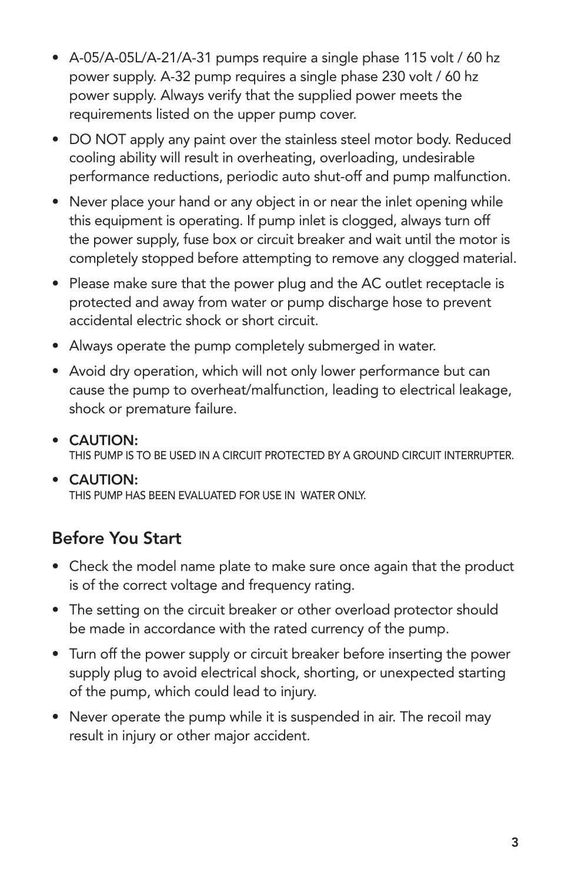- A-05/A-05L/A-21/A-31 pumps require a single phase 115 volt / 60 hz power supply. A-32 pump requires a single phase 230 volt / 60 hz power supply. Always verify that the supplied power meets the requirements listed on the upper pump cover.
- DO NOT apply any paint over the stainless steel motor body. Reduced cooling ability will result in overheating, overloading, undesirable performance reductions, periodic auto shut-off and pump malfunction.
- Never place your hand or any object in or near the inlet opening while this equipment is operating. If pump inlet is clogged, always turn off the power supply, fuse box or circuit breaker and wait until the motor is completely stopped before attempting to remove any clogged material.
- Please make sure that the power plug and the AC outlet receptacle is protected and away from water or pump discharge hose to prevent accidental electric shock or short circuit.
- Always operate the pump completely submerged in water.
- Avoid dry operation, which will not only lower performance but can cause the pump to overheat/malfunction, leading to electrical leakage, shock or premature failure.
- **CAUTION:**
  THIS PUMP IS TO BE USED IN A CIRCUIT PROTECTED BY A GROUND CIRCUIT INTERRUPTER.
- **CAUTION:**
  THIS PUMP HAS BEEN EVALUATED FOR USE IN WATER ONLY.

## Before You Start

- Check the model name plate to make sure once again that the product is of the correct voltage and frequency rating.
- The setting on the circuit breaker or other overload protector should be made in accordance with the rated currency of the pump.
- Turn off the power supply or circuit breaker before inserting the power supply plug to avoid electrical shock, shorting, or unexpected starting of the pump, which could lead to injury.
- Never operate the pump while it is suspended in air. The recoil may result in injury or other major accident.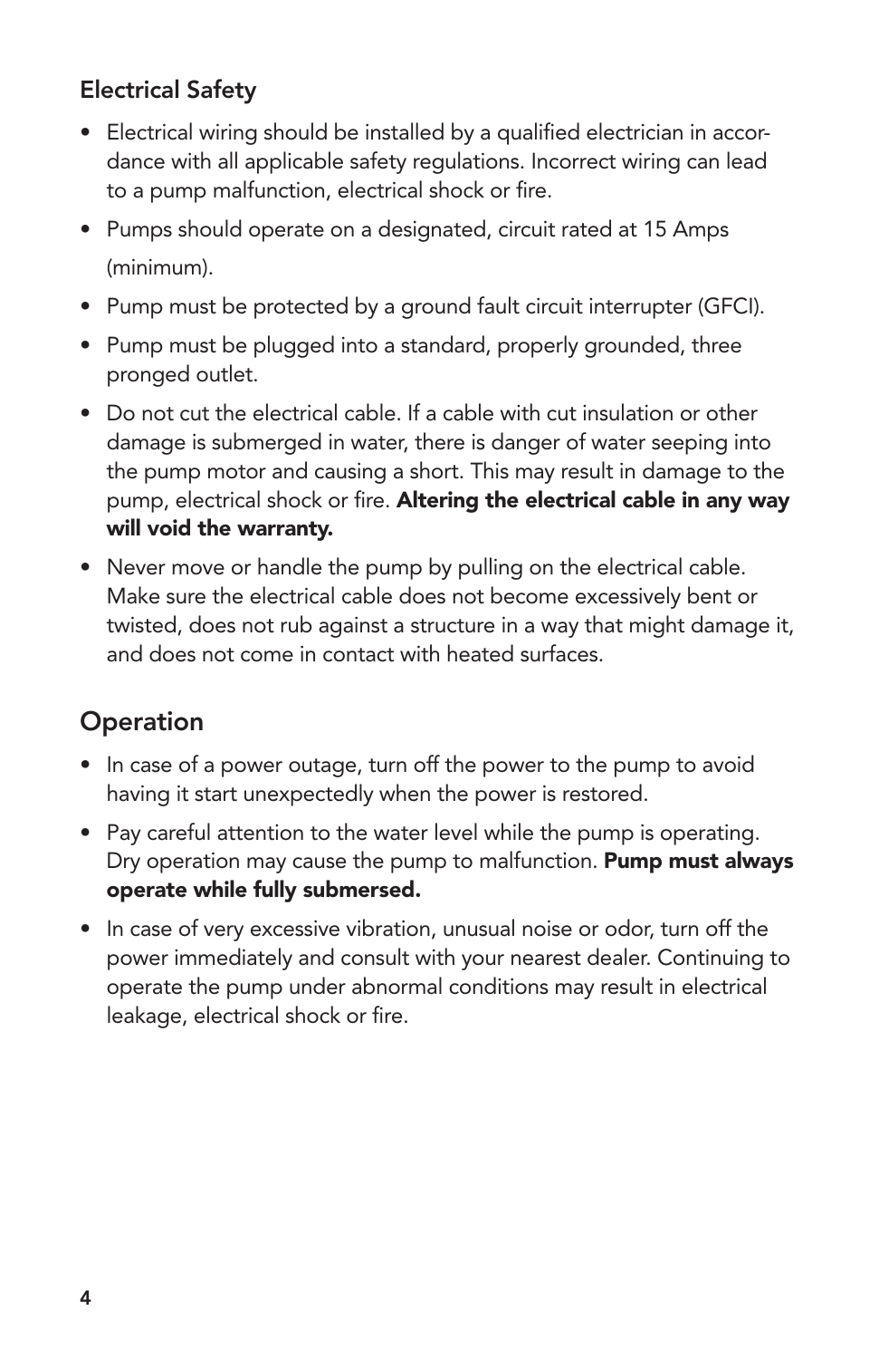### Electrical Safety

- Electrical wiring should be installed by a qualified electrician in accordance with all applicable safety regulations. Incorrect wiring can lead to a pump malfunction, electrical shock or fire.
- Pumps should operate on a designated, circuit rated at 15 Amps (minimum).
- Pump must be protected by a ground fault circuit interrupter (GFCI).
- Pump must be plugged into a standard, properly grounded, three pronged outlet.
- Do not cut the electrical cable. If a cable with cut insulation or other damage is submerged in water, there is danger of water seeping into the pump motor and causing a short. This may result in damage to the pump, electrical shock or fire. **Altering the electrical cable in any way will void the warranty.**
- Never move or handle the pump by pulling on the electrical cable. Make sure the electrical cable does not become excessively bent or twisted, does not rub against a structure in a way that might damage it, and does not come in contact with heated surfaces.

## Operation

- In case of a power outage, turn off the power to the pump to avoid having it start unexpectedly when the power is restored.
- Pay careful attention to the water level while the pump is operating. Dry operation may cause the pump to malfunction. **Pump must always operate while fully submersed.**
- In case of very excessive vibration, unusual noise or odor, turn off the power immediately and consult with your nearest dealer. Continuing to operate the pump under abnormal conditions may result in electrical leakage, electrical shock or fire.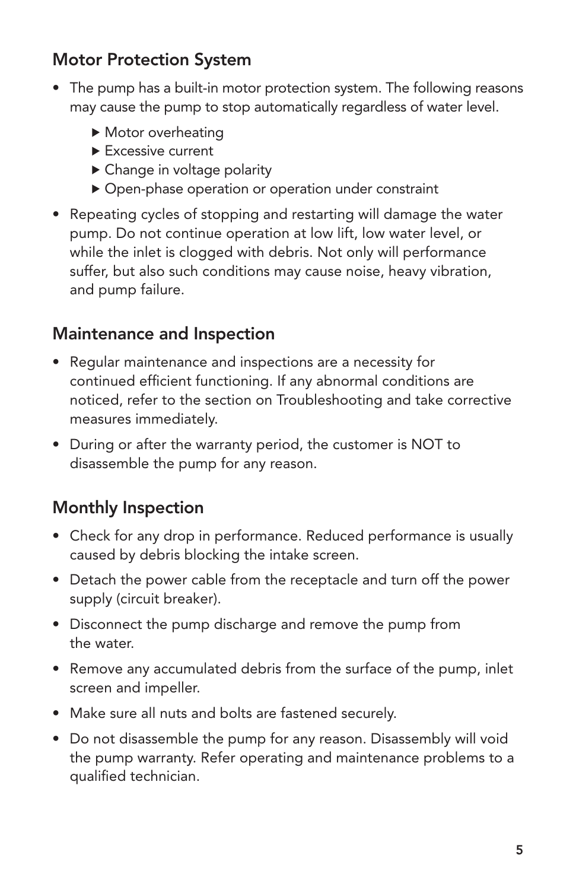## Motor Protection System

- The pump has a built-in motor protection system. The following reasons may cause the pump to stop automatically regardless of water level.
  - Motor overheating
  - Excessive current
  - Change in voltage polarity
  - Open-phase operation or operation under constraint
- Repeating cycles of stopping and restarting will damage the water pump. Do not continue operation at low lift, low water level, or while the inlet is clogged with debris. Not only will performance suffer, but also such conditions may cause noise, heavy vibration, and pump failure.

## Maintenance and Inspection

- Regular maintenance and inspections are a necessity for continued efficient functioning. If any abnormal conditions are noticed, refer to the section on Troubleshooting and take corrective measures immediately.
- During or after the warranty period, the customer is NOT to disassemble the pump for any reason.

## Monthly Inspection

- Check for any drop in performance. Reduced performance is usually caused by debris blocking the intake screen.
- Detach the power cable from the receptacle and turn off the power supply (circuit breaker).
- Disconnect the pump discharge and remove the pump from the water.
- Remove any accumulated debris from the surface of the pump, inlet screen and impeller.
- Make sure all nuts and bolts are fastened securely.
- Do not disassemble the pump for any reason. Disassembly will void the pump warranty. Refer operating and maintenance problems to a qualified technician.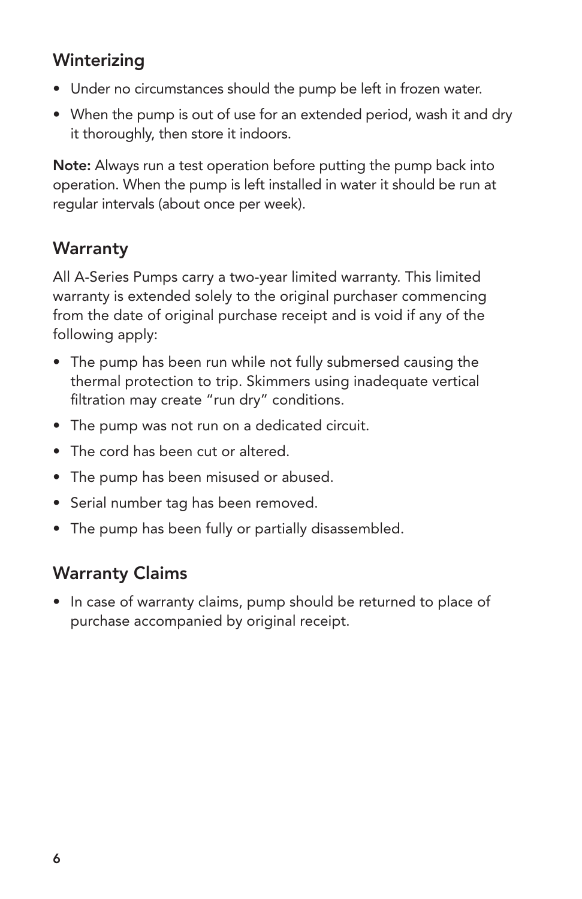## Winterizing

- Under no circumstances should the pump be left in frozen water.
- When the pump is out of use for an extended period, wash it and dry it thoroughly, then store it indoors.

**Note:** Always run a test operation before putting the pump back into operation. When the pump is left installed in water it should be run at regular intervals (about once per week).

## Warranty

All A-Series Pumps carry a two-year limited warranty. This limited warranty is extended solely to the original purchaser commencing from the date of original purchase receipt and is void if any of the following apply:

- The pump has been run while not fully submersed causing the thermal protection to trip. Skimmers using inadequate vertical filtration may create "run dry" conditions.
- The pump was not run on a dedicated circuit.
- The cord has been cut or altered.
- The pump has been misused or abused.
- Serial number tag has been removed.
- The pump has been fully or partially disassembled.

## Warranty Claims

- In case of warranty claims, pump should be returned to place of purchase accompanied by original receipt.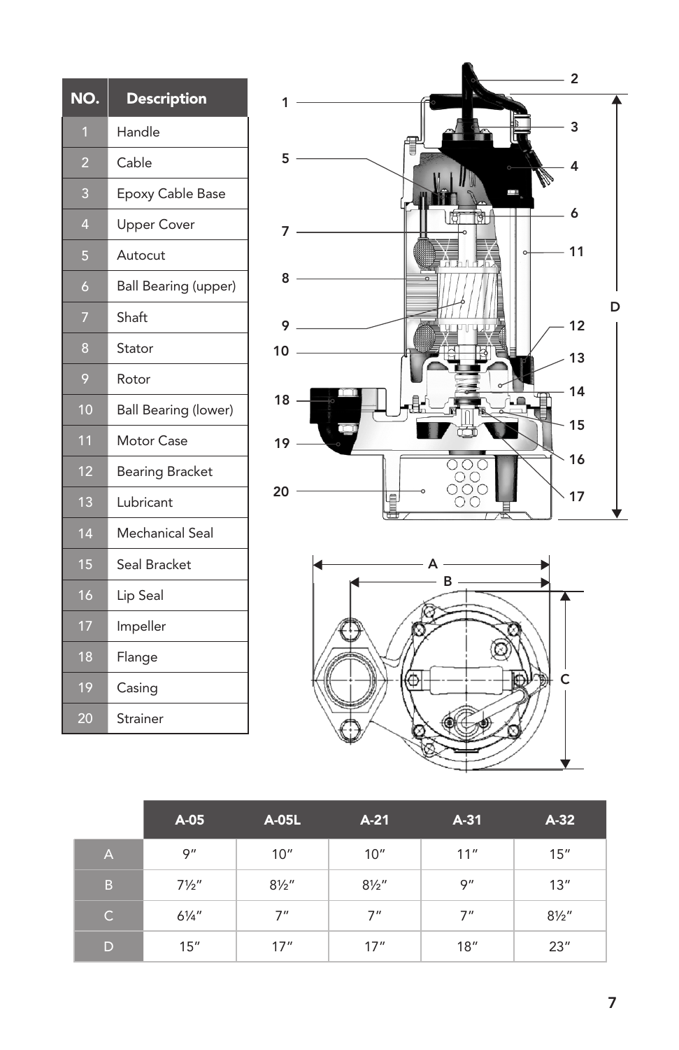| NO. | Description |
|---|---|
| 1 | Handle |
| 2 | Cable |
| 3 | Epoxy Cable Base |
| 4 | Upper Cover |
| 5 | Autocut |
| 6 | Ball Bearing (upper) |
| 7 | Shaft |
| 8 | Stator |
| 9 | Rotor |
| 10 | Ball Bearing (lower) |
| 11 | Motor Case |
| 12 | Bearing Bracket |
| 13 | Lubricant |
| 14 | Mechanical Seal |
| 15 | Seal Bracket |
| 16 | Lip Seal |
| 17 | Impeller |
| 18 | Flange |
| 19 | Casing |
| 20 | Strainer |

| | A-05 | A-05L | A-21 | A-31 | A-32 |
|---|---|---|---|---|---|
| A | 9″ | 10″ | 10″ | 11″ | 15″ |
| B | 7½″ | 8½″ | 8½″ | 9″ | 13″ |
| C | 6¼″ | 7″ | 7″ | 7″ | 8½″ |
| D | 15″ | 17″ | 17″ | 18″ | 23″ |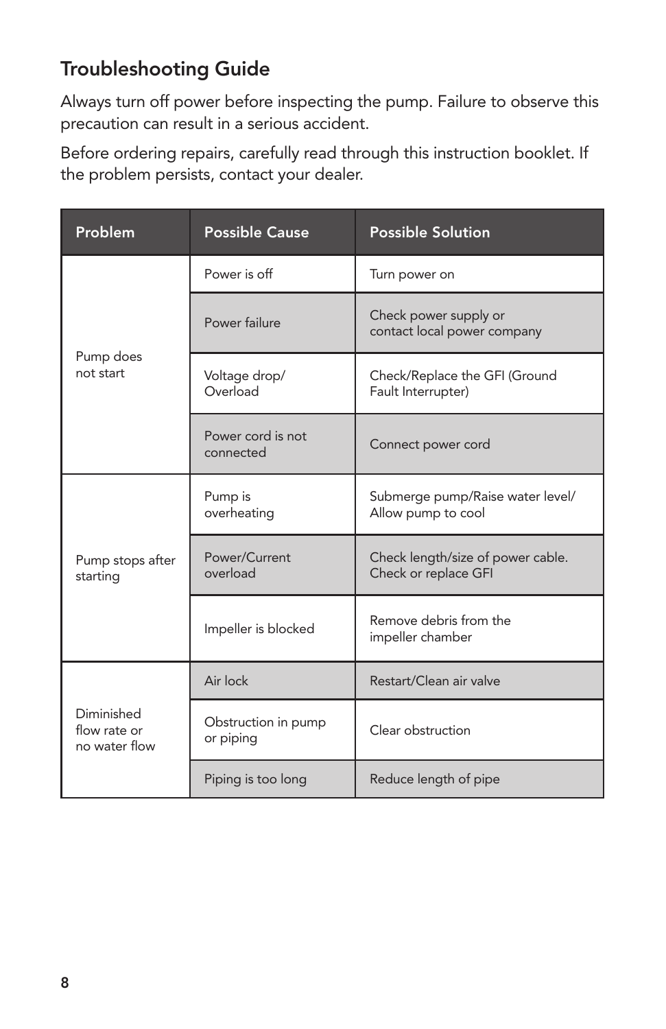## Troubleshooting Guide

Always turn off power before inspecting the pump. Failure to observe this precaution can result in a serious accident.

Before ordering repairs, carefully read through this instruction booklet. If the problem persists, contact your dealer.

| Problem | Possible Cause | Possible Solution |
| --- | --- | --- |
| Pump does not start | Power is off | Turn power on |
| | Power failure | Check power supply or contact local power company |
| | Voltage drop/ Overload | Check/Replace the GFI (Ground Fault Interrupter) |
| | Power cord is not connected | Connect power cord |
| Pump stops after starting | Pump is overheating | Submerge pump/Raise water level/ Allow pump to cool |
| | Power/Current overload | Check length/size of power cable. Check or replace GFI |
| | Impeller is blocked | Remove debris from the impeller chamber |
| Diminished flow rate or no water flow | Air lock | Restart/Clean air valve |
| | Obstruction in pump or piping | Clear obstruction |
| | Piping is too long | Reduce length of pipe |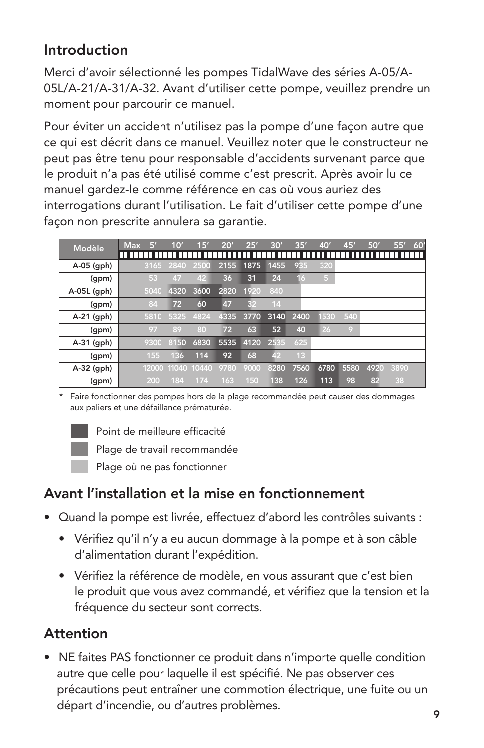## Introduction

Merci d'avoir sélectionné les pompes TidalWave des séries A-05/A-05L/A-21/A-31/A-32. Avant d'utiliser cette pompe, veuillez prendre un moment pour parcourir ce manuel.

Pour éviter un accident n'utilisez pas la pompe d'une façon autre que ce qui est décrit dans ce manuel. Veuillez noter que le constructeur ne peut pas être tenu pour responsable d'accidents survenant parce que le produit n'a pas été utilisé comme c'est prescrit. Après avoir lu ce manuel gardez-le comme référence en cas où vous auriez des interrogations durant l'utilisation. Le fait d'utiliser cette pompe d'une façon non prescrite annulera sa garantie.

| Modèle | Max 5' | 10' | 15' | 20' | 25' | 30' | 35' | 40' | 45' | 50' | 55' | 60' |
|---|---|---|---|---|---|---|---|---|---|---|---|---|
| A-05 (gph) | 3165 | 2840 | 2500 | 2155 | 1875 | 1455 | 935 | 320 | | | | |
| (gpm) | 53 | 47 | 42 | 36 | 31 | 24 | 16 | 5 | | | | |
| A-05L (gph) | 5040 | 4320 | 3600 | 2820 | 1920 | 840 | | | | | | |
| (gpm) | 84 | 72 | 60 | 47 | 32 | 14 | | | | | | |
| A-21 (gph) | 5810 | 5325 | 4824 | 4335 | 3770 | 3140 | 2400 | 1530 | 540 | | | |
| (gpm) | 97 | 89 | 80 | 72 | 63 | 52 | 40 | 26 | 9 | | | |
| A-31 (gph) | 9300 | 8150 | 6830 | 5535 | 4120 | 2535 | 625 | | | | | |
| (gpm) | 155 | 136 | 114 | 92 | 68 | 42 | 13 | | | | | |
| A-32 (gph) | 12000 | 11040 | 10440 | 9780 | 9000 | 8280 | 7560 | 6780 | 5580 | 4920 | 3890 | |
| (gpm) | 200 | 184 | 174 | 163 | 150 | 138 | 126 | 113 | 98 | 82 | 38 | |

\* Faire fonctionner des pompes hors de la plage recommandée peut causer des dommages aux paliers et une défaillance prématurée.

- Point de meilleure efficacité
- Plage de travail recommandée
- Plage où ne pas fonctionner

## Avant l'installation et la mise en fonctionnement

- Quand la pompe est livrée, effectuez d'abord les contrôles suivants :
  - Vérifiez qu'il n'y a eu aucun dommage à la pompe et à son câble d'alimentation durant l'expédition.
  - Vérifiez la référence de modèle, en vous assurant que c'est bien le produit que vous avez commandé, et vérifiez que la tension et la fréquence du secteur sont corrects.

## Attention

- NE faites PAS fonctionner ce produit dans n'importe quelle condition autre que celle pour laquelle il est spécifié. Ne pas observer ces précautions peut entraîner une commotion électrique, une fuite ou un départ d'incendie, ou d'autres problèmes.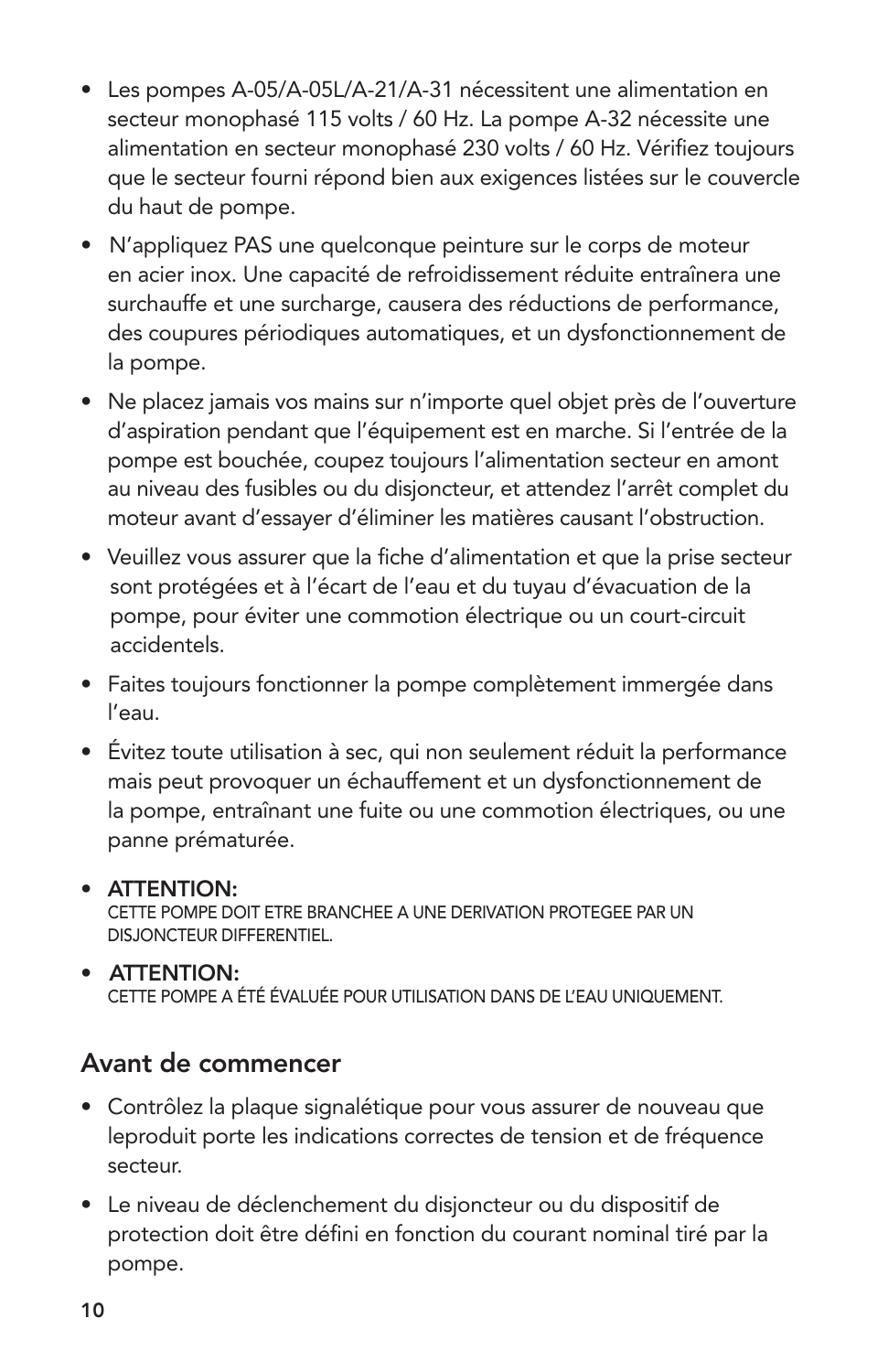- Les pompes A-05/A-05L/A-21/A-31 nécessitent une alimentation en secteur monophasé 115 volts / 60 Hz. La pompe A-32 nécessite une alimentation en secteur monophasé 230 volts / 60 Hz. Vérifiez toujours que le secteur fourni répond bien aux exigences listées sur le couvercle du haut de pompe.
- N'appliquez PAS une quelconque peinture sur le corps de moteur en acier inox. Une capacité de refroidissement réduite entraînera une surchauffe et une surcharge, causera des réductions de performance, des coupures périodiques automatiques, et un dysfonctionnement de la pompe.
- Ne placez jamais vos mains sur n'importe quel objet près de l'ouverture d'aspiration pendant que l'équipement est en marche. Si l'entrée de la pompe est bouchée, coupez toujours l'alimentation secteur en amont au niveau des fusibles ou du disjoncteur, et attendez l'arrêt complet du moteur avant d'essayer d'éliminer les matières causant l'obstruction.
- Veuillez vous assurer que la fiche d'alimentation et que la prise secteur sont protégées et à l'écart de l'eau et du tuyau d'évacuation de la pompe, pour éviter une commotion électrique ou un court-circuit accidentels.
- Faites toujours fonctionner la pompe complètement immergée dans l'eau.
- Évitez toute utilisation à sec, qui non seulement réduit la performance mais peut provoquer un échauffement et un dysfonctionnement de la pompe, entraînant une fuite ou une commotion électriques, ou une panne prématurée.
- **ATTENTION:**
  CETTE POMPE DOIT ETRE BRANCHEE A UNE DERIVATION PROTEGEE PAR UN DISJONCTEUR DIFFERENTIEL.
- **ATTENTION:**
  CETTE POMPE A ÉTÉ ÉVALUÉE POUR UTILISATION DANS DE L'EAU UNIQUEMENT.

## Avant de commencer

- Contrôlez la plaque signalétique pour vous assurer de nouveau que leproduit porte les indications correctes de tension et de fréquence secteur.
- Le niveau de déclenchement du disjoncteur ou du dispositif de protection doit être défini en fonction du courant nominal tiré par la pompe.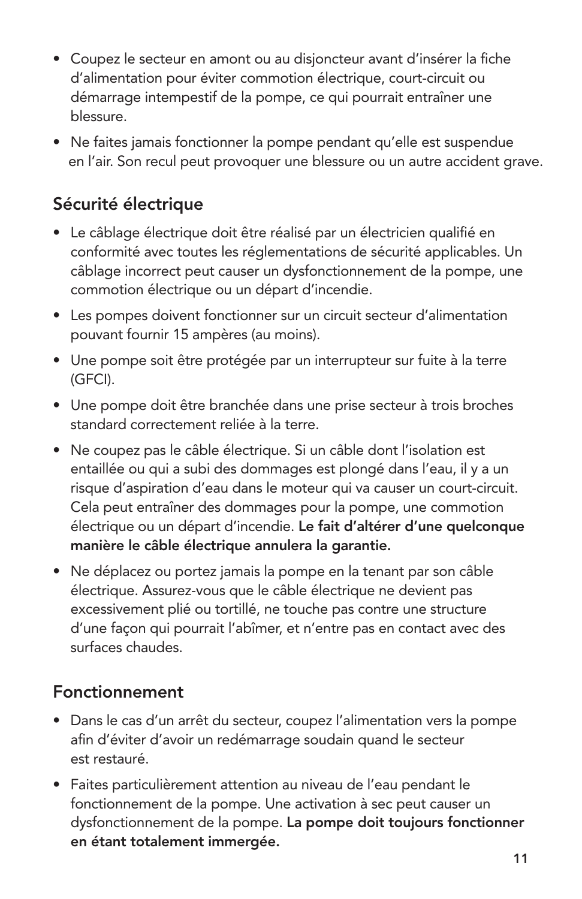- Coupez le secteur en amont ou au disjoncteur avant d'insérer la fiche d'alimentation pour éviter commotion électrique, court-circuit ou démarrage intempestif de la pompe, ce qui pourrait entraîner une blessure.
- Ne faites jamais fonctionner la pompe pendant qu'elle est suspendue en l'air. Son recul peut provoquer une blessure ou un autre accident grave.

## Sécurité électrique

- Le câblage électrique doit être réalisé par un électricien qualifié en conformité avec toutes les réglementations de sécurité applicables. Un câblage incorrect peut causer un dysfonctionnement de la pompe, une commotion électrique ou un départ d'incendie.
- Les pompes doivent fonctionner sur un circuit secteur d'alimentation pouvant fournir 15 ampères (au moins).
- Une pompe soit être protégée par un interrupteur sur fuite à la terre (GFCI).
- Une pompe doit être branchée dans une prise secteur à trois broches standard correctement reliée à la terre.
- Ne coupez pas le câble électrique. Si un câble dont l'isolation est entaillée ou qui a subi des dommages est plongé dans l'eau, il y a un risque d'aspiration d'eau dans le moteur qui va causer un court-circuit. Cela peut entraîner des dommages pour la pompe, une commotion électrique ou un départ d'incendie. **Le fait d'altérer d'une quelconque manière le câble électrique annulera la garantie.**
- Ne déplacez ou portez jamais la pompe en la tenant par son câble électrique. Assurez-vous que le câble électrique ne devient pas excessivement plié ou tortillé, ne touche pas contre une structure d'une façon qui pourrait l'abîmer, et n'entre pas en contact avec des surfaces chaudes.

## Fonctionnement

- Dans le cas d'un arrêt du secteur, coupez l'alimentation vers la pompe afin d'éviter d'avoir un redémarrage soudain quand le secteur est restauré.
- Faites particulièrement attention au niveau de l'eau pendant le fonctionnement de la pompe. Une activation à sec peut causer un dysfonctionnement de la pompe. **La pompe doit toujours fonctionner en étant totalement immergée.**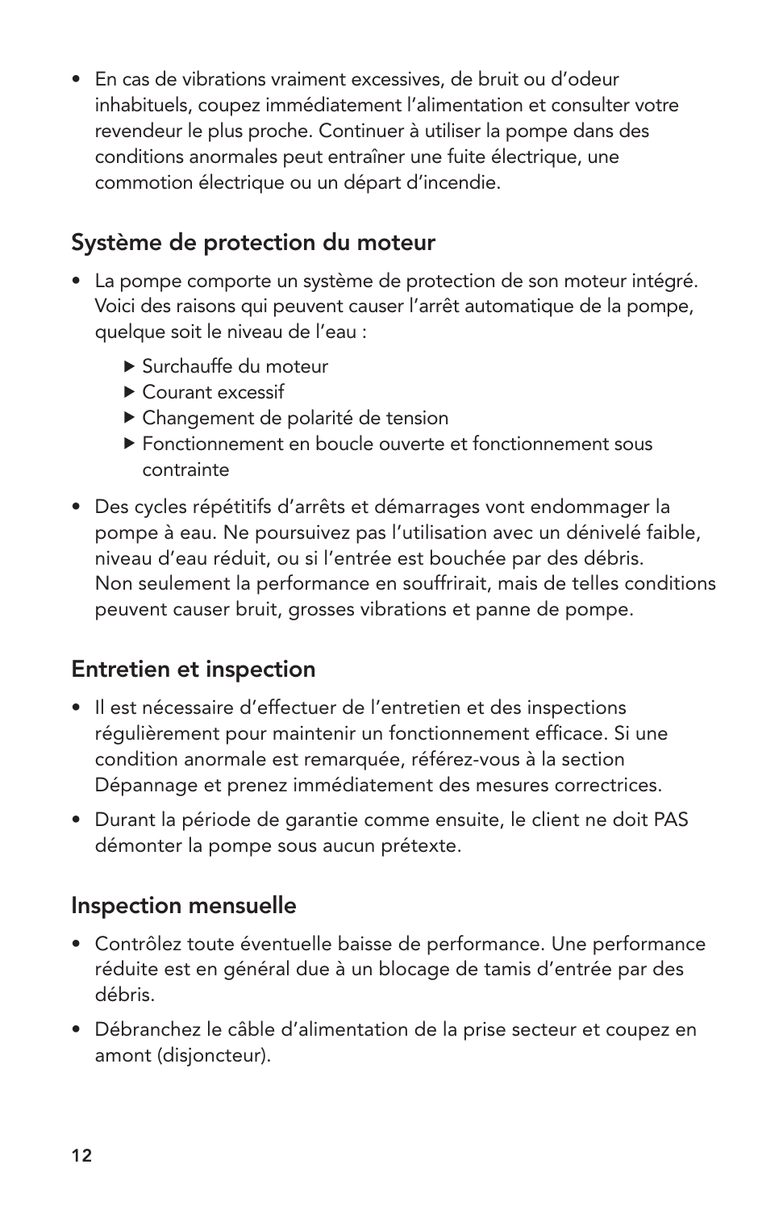- En cas de vibrations vraiment excessives, de bruit ou d'odeur inhabituels, coupez immédiatement l'alimentation et consulter votre revendeur le plus proche. Continuer à utiliser la pompe dans des conditions anormales peut entraîner une fuite électrique, une commotion électrique ou un départ d'incendie.

## Système de protection du moteur

- La pompe comporte un système de protection de son moteur intégré. Voici des raisons qui peuvent causer l'arrêt automatique de la pompe, quelque soit le niveau de l'eau :
  - Surchauffe du moteur
  - Courant excessif
  - Changement de polarité de tension
  - Fonctionnement en boucle ouverte et fonctionnement sous contrainte
- Des cycles répétitifs d'arrêts et démarrages vont endommager la pompe à eau. Ne poursuivez pas l'utilisation avec un dénivelé faible, niveau d'eau réduit, ou si l'entrée est bouchée par des débris. Non seulement la performance en souffrirait, mais de telles conditions peuvent causer bruit, grosses vibrations et panne de pompe.

## Entretien et inspection

- Il est nécessaire d'effectuer de l'entretien et des inspections régulièrement pour maintenir un fonctionnement efficace. Si une condition anormale est remarquée, référez-vous à la section Dépannage et prenez immédiatement des mesures correctrices.
- Durant la période de garantie comme ensuite, le client ne doit PAS démonter la pompe sous aucun prétexte.

## Inspection mensuelle

- Contrôlez toute éventuelle baisse de performance. Une performance réduite est en général due à un blocage de tamis d'entrée par des débris.
- Débranchez le câble d'alimentation de la prise secteur et coupez en amont (disjoncteur).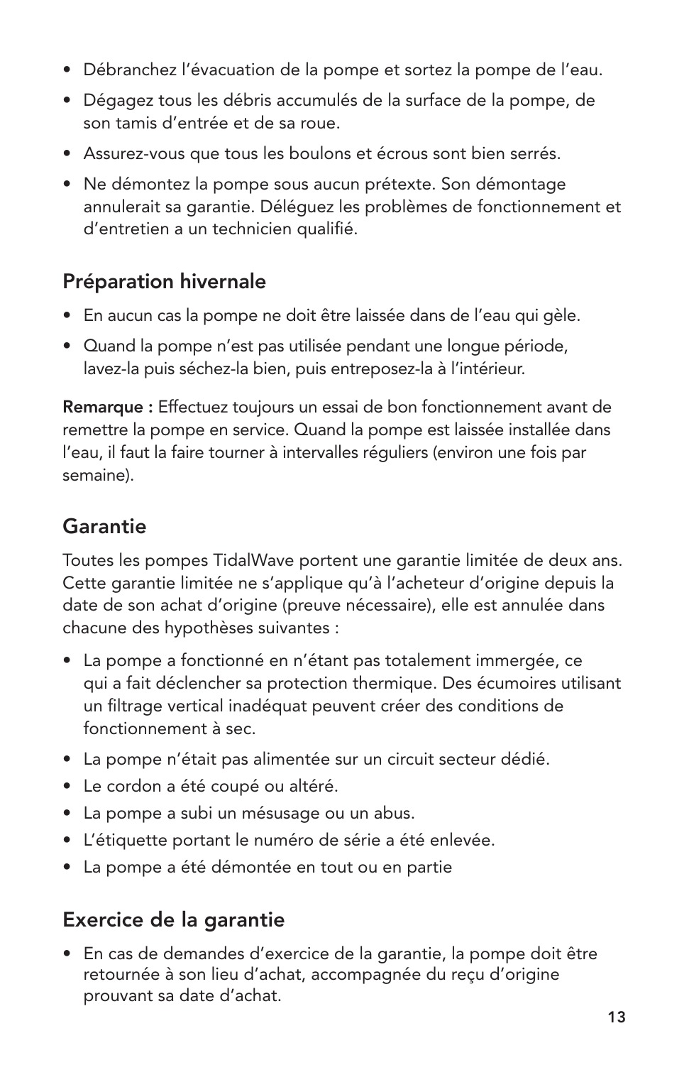- Débranchez l'évacuation de la pompe et sortez la pompe de l'eau.
- Dégagez tous les débris accumulés de la surface de la pompe, de son tamis d'entrée et de sa roue.
- Assurez-vous que tous les boulons et écrous sont bien serrés.
- Ne démontez la pompe sous aucun prétexte. Son démontage annulerait sa garantie. Déléguez les problèmes de fonctionnement et d'entretien a un technicien qualifié.

## Préparation hivernale

- En aucun cas la pompe ne doit être laissée dans de l'eau qui gèle.
- Quand la pompe n'est pas utilisée pendant une longue période, lavez-la puis séchez-la bien, puis entreposez-la à l'intérieur.

**Remarque :** Effectuez toujours un essai de bon fonctionnement avant de remettre la pompe en service. Quand la pompe est laissée installée dans l'eau, il faut la faire tourner à intervalles réguliers (environ une fois par semaine).

## Garantie

Toutes les pompes TidalWave portent une garantie limitée de deux ans. Cette garantie limitée ne s'applique qu'à l'acheteur d'origine depuis la date de son achat d'origine (preuve nécessaire), elle est annulée dans chacune des hypothèses suivantes :

- La pompe a fonctionné en n'étant pas totalement immergée, ce qui a fait déclencher sa protection thermique. Des écumoires utilisant un filtrage vertical inadéquat peuvent créer des conditions de fonctionnement à sec.
- La pompe n'était pas alimentée sur un circuit secteur dédié.
- Le cordon a été coupé ou altéré.
- La pompe a subi un mésusage ou un abus.
- L'étiquette portant le numéro de série a été enlevée.
- La pompe a été démontée en tout ou en partie

## Exercice de la garantie

- En cas de demandes d'exercice de la garantie, la pompe doit être retournée à son lieu d'achat, accompagnée du reçu d'origine prouvant sa date d'achat.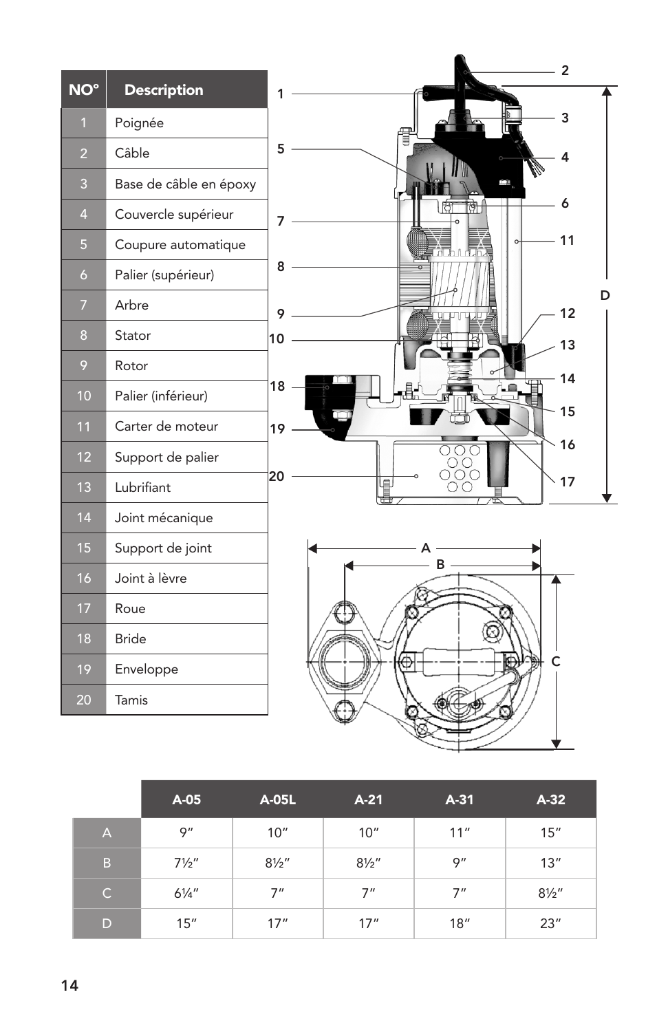| NO° | Description |
|---|---|
| 1 | Poignée |
| 2 | Câble |
| 3 | Base de câble en époxy |
| 4 | Couvercle supérieur |
| 5 | Coupure automatique |
| 6 | Palier (supérieur) |
| 7 | Arbre |
| 8 | Stator |
| 9 | Rotor |
| 10 | Palier (inférieur) |
| 11 | Carter de moteur |
| 12 | Support de palier |
| 13 | Lubrifiant |
| 14 | Joint mécanique |
| 15 | Support de joint |
| 16 | Joint à lèvre |
| 17 | Roue |
| 18 | Bride |
| 19 | Enveloppe |
| 20 | Tamis |

| | A-05 | A-05L | A-21 | A-31 | A-32 |
|---|---|---|---|---|---|
| A | 9″ | 10″ | 10″ | 11″ | 15″ |
| B | 7½″ | 8½″ | 8½″ | 9″ | 13″ |
| C | 6¼″ | 7″ | 7″ | 7″ | 8½″ |
| D | 15″ | 17″ | 17″ | 18″ | 23″ |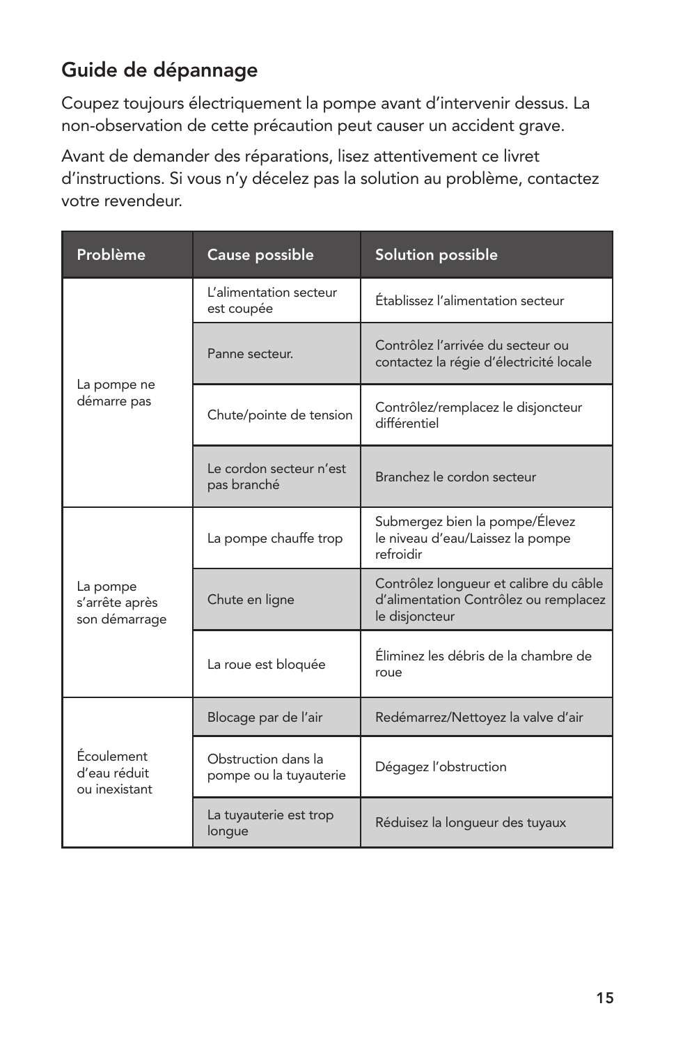## Guide de dépannage

Coupez toujours électriquement la pompe avant d'intervenir dessus. La non-observation de cette précaution peut causer un accident grave.

Avant de demander des réparations, lisez attentivement ce livret d'instructions. Si vous n'y décelez pas la solution au problème, contactez votre revendeur.

| Problème | Cause possible | Solution possible |
|---|---|---|
| La pompe ne démarre pas | L'alimentation secteur est coupée | Établissez l'alimentation secteur |
| | Panne secteur. | Contrôlez l'arrivée du secteur ou contactez la régie d'électricité locale |
| | Chute/pointe de tension | Contrôlez/remplacez le disjoncteur différentiel |
| | Le cordon secteur n'est pas branché | Branchez le cordon secteur |
| La pompe s'arrête après son démarrage | La pompe chauffe trop | Submergez bien la pompe/Élevez le niveau d'eau/Laissez la pompe refroidir |
| | Chute en ligne | Contrôlez longueur et calibre du câble d'alimentation Contrôlez ou remplacez le disjoncteur |
| | La roue est bloquée | Éliminez les débris de la chambre de roue |
| Écoulement d'eau réduit ou inexistant | Blocage par de l'air | Redémarrez/Nettoyez la valve d'air |
| | Obstruction dans la pompe ou la tuyauterie | Dégagez l'obstruction |
| | La tuyauterie est trop longue | Réduisez la longueur des tuyaux |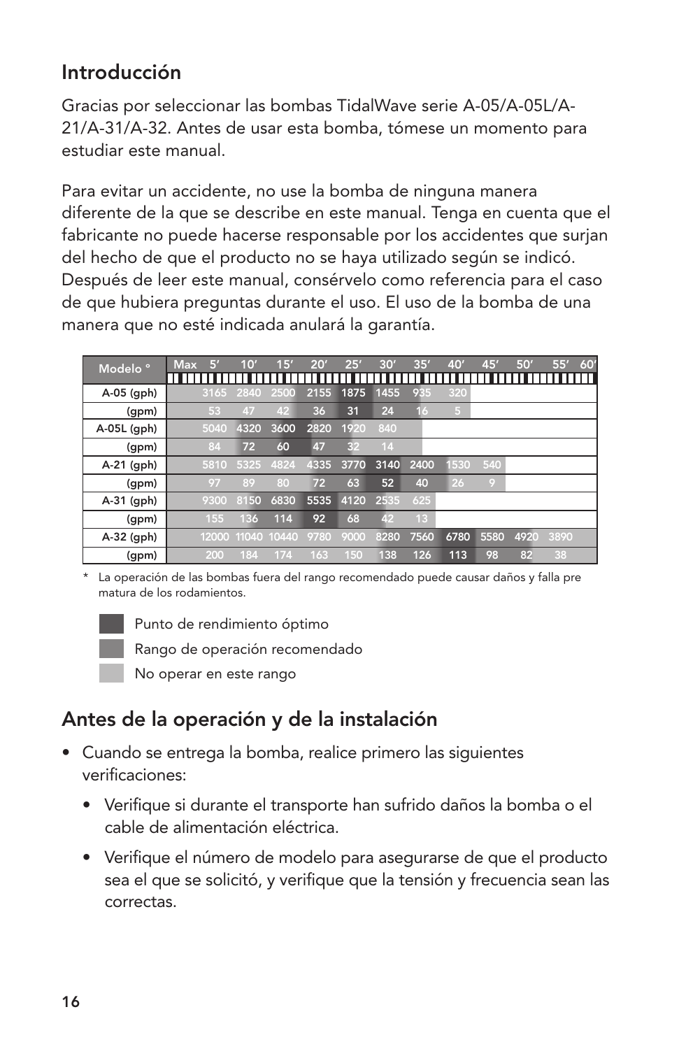## Introducción

Gracias por seleccionar las bombas TidalWave serie A-05/A-05L/A-21/A-31/A-32. Antes de usar esta bomba, tómese un momento para estudiar este manual.

Para evitar un accidente, no use la bomba de ninguna manera diferente de la que se describe en este manual. Tenga en cuenta que el fabricante no puede hacerse responsable por los accidentes que surjan del hecho de que el producto no se haya utilizado según se indicó. Después de leer este manual, consérvelo como referencia para el caso de que hubiera preguntas durante el uso. El uso de la bomba de una manera que no esté indicada anulará la garantía.

| Modelo * | Max | 5' | 10' | 15' | 20' | 25' | 30' | 35' | 40' | 45' | 50' | 55' | 60' |
|---|---|---|---|---|---|---|---|---|---|---|---|---|---|
| A-05 (gph) | | 3165 | 2840 | 2500 | 2155 | 1875 | 1455 | 935 | 320 | | | | |
| (gpm) | | 53 | 47 | 42 | 36 | 31 | 24 | 16 | 5 | | | | |
| A-05L (gph) | | 5040 | 4320 | 3600 | 2820 | 1920 | 840 | | | | | | |
| (gpm) | | 84 | 72 | 60 | 47 | 32 | 14 | | | | | | |
| A-21 (gph) | | 5810 | 5325 | 4824 | 4335 | 3770 | 3140 | 2400 | 1530 | 540 | | | |
| (gpm) | | 97 | 89 | 80 | 72 | 63 | 52 | 40 | 26 | 9 | | | |
| A-31 (gph) | | 9300 | 8150 | 6830 | 5535 | 4120 | 2535 | 625 | | | | | |
| (gpm) | | 155 | 136 | 114 | 92 | 68 | 42 | 13 | | | | | |
| A-32 (gph) | | 12000 | 11040 | 10440 | 9780 | 9000 | 8280 | 7560 | 6780 | 5580 | 4920 | 3890 | |
| (gpm) | | 200 | 184 | 174 | 163 | 150 | 138 | 126 | 113 | 98 | 82 | 38 | |

\* La operación de las bombas fuera del rango recomendado puede causar daños y falla pre matura de los rodamientos.

- Punto de rendimiento óptimo
- Rango de operación recomendado
- No operar en este rango

## Antes de la operación y de la instalación

- Cuando se entrega la bomba, realice primero las siguientes verificaciones:
  - Verifique si durante el transporte han sufrido daños la bomba o el cable de alimentación eléctrica.
  - Verifique el número de modelo para asegurarse de que el producto sea el que se solicitó, y verifique que la tensión y frecuencia sean las correctas.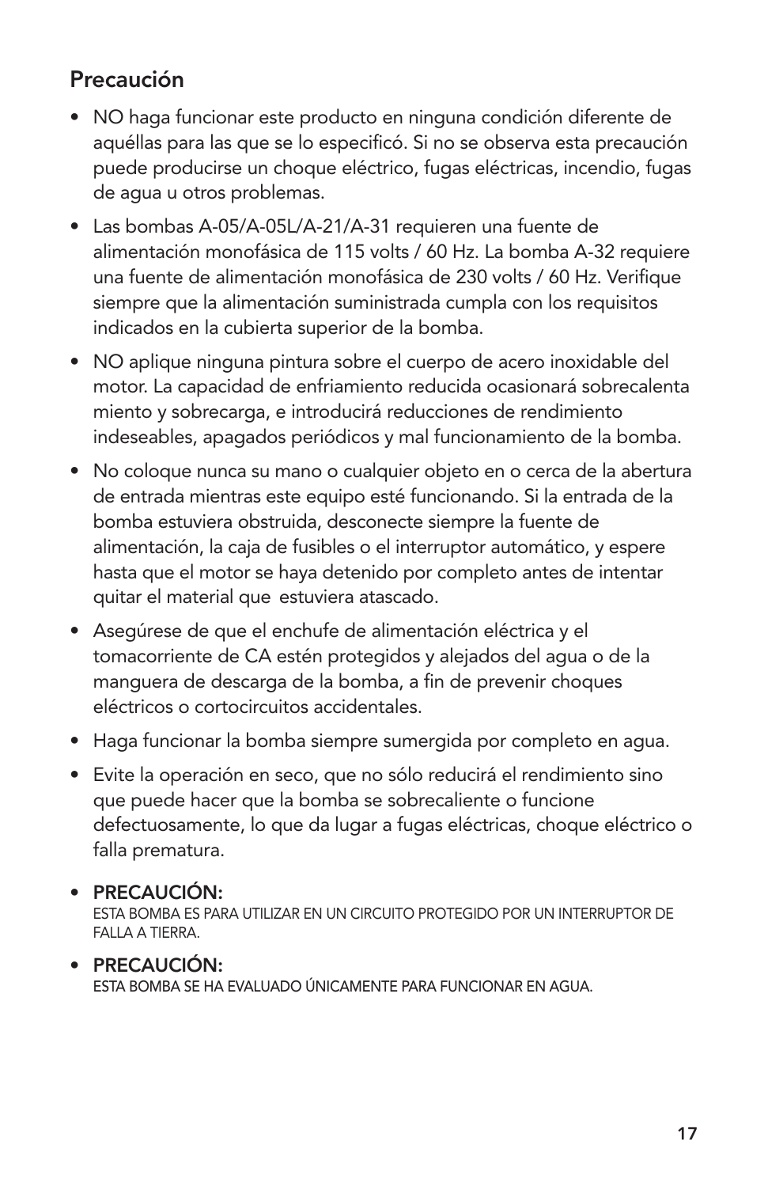## Precaución

- NO haga funcionar este producto en ninguna condición diferente de aquéllas para las que se lo especificó. Si no se observa esta precaución puede producirse un choque eléctrico, fugas eléctricas, incendio, fugas de agua u otros problemas.
- Las bombas A-05/A-05L/A-21/A-31 requieren una fuente de alimentación monofásica de 115 volts / 60 Hz. La bomba A-32 requiere una fuente de alimentación monofásica de 230 volts / 60 Hz. Verifique siempre que la alimentación suministrada cumpla con los requisitos indicados en la cubierta superior de la bomba.
- NO aplique ninguna pintura sobre el cuerpo de acero inoxidable del motor. La capacidad de enfriamiento reducida ocasionará sobrecalenta miento y sobrecarga, e introducirá reducciones de rendimiento indeseables, apagados periódicos y mal funcionamiento de la bomba.
- No coloque nunca su mano o cualquier objeto en o cerca de la abertura de entrada mientras este equipo esté funcionando. Si la entrada de la bomba estuviera obstruida, desconecte siempre la fuente de alimentación, la caja de fusibles o el interruptor automático, y espere hasta que el motor se haya detenido por completo antes de intentar quitar el material que estuviera atascado.
- Asegúrese de que el enchufe de alimentación eléctrica y el tomacorriente de CA estén protegidos y alejados del agua o de la manguera de descarga de la bomba, a fin de prevenir choques eléctricos o cortocircuitos accidentales.
- Haga funcionar la bomba siempre sumergida por completo en agua.
- Evite la operación en seco, que no sólo reducirá el rendimiento sino que puede hacer que la bomba se sobrecaliente o funcione defectuosamente, lo que da lugar a fugas eléctricas, choque eléctrico o falla prematura.
- **PRECAUCIÓN:**
  ESTA BOMBA ES PARA UTILIZAR EN UN CIRCUITO PROTEGIDO POR UN INTERRUPTOR DE FALLA A TIERRA.
- **PRECAUCIÓN:**
  ESTA BOMBA SE HA EVALUADO ÚNICAMENTE PARA FUNCIONAR EN AGUA.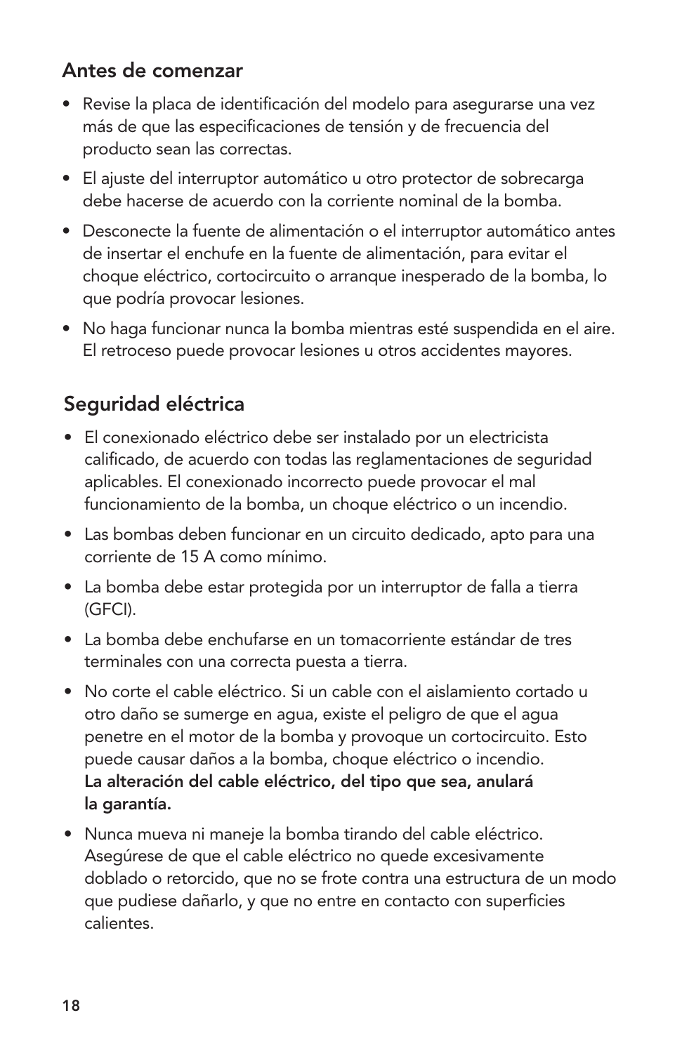## Antes de comenzar

- Revise la placa de identificación del modelo para asegurarse una vez más de que las especificaciones de tensión y de frecuencia del producto sean las correctas.
- El ajuste del interruptor automático u otro protector de sobrecarga debe hacerse de acuerdo con la corriente nominal de la bomba.
- Desconecte la fuente de alimentación o el interruptor automático antes de insertar el enchufe en la fuente de alimentación, para evitar el choque eléctrico, cortocircuito o arranque inesperado de la bomba, lo que podría provocar lesiones.
- No haga funcionar nunca la bomba mientras esté suspendida en el aire. El retroceso puede provocar lesiones u otros accidentes mayores.

## Seguridad eléctrica

- El conexionado eléctrico debe ser instalado por un electricista calificado, de acuerdo con todas las reglamentaciones de seguridad aplicables. El conexionado incorrecto puede provocar el mal funcionamiento de la bomba, un choque eléctrico o un incendio.
- Las bombas deben funcionar en un circuito dedicado, apto para una corriente de 15 A como mínimo.
- La bomba debe estar protegida por un interruptor de falla a tierra (GFCI).
- La bomba debe enchufarse en un tomacorriente estándar de tres terminales con una correcta puesta a tierra.
- No corte el cable eléctrico. Si un cable con el aislamiento cortado u otro daño se sumerge en agua, existe el peligro de que el agua penetre en el motor de la bomba y provoque un cortocircuito. Esto puede causar daños a la bomba, choque eléctrico o incendio. **La alteración del cable eléctrico, del tipo que sea, anulará la garantía.**
- Nunca mueva ni maneje la bomba tirando del cable eléctrico. Asegúrese de que el cable eléctrico no quede excesivamente doblado o retorcido, que no se frote contra una estructura de un modo que pudiese dañarlo, y que no entre en contacto con superficies calientes.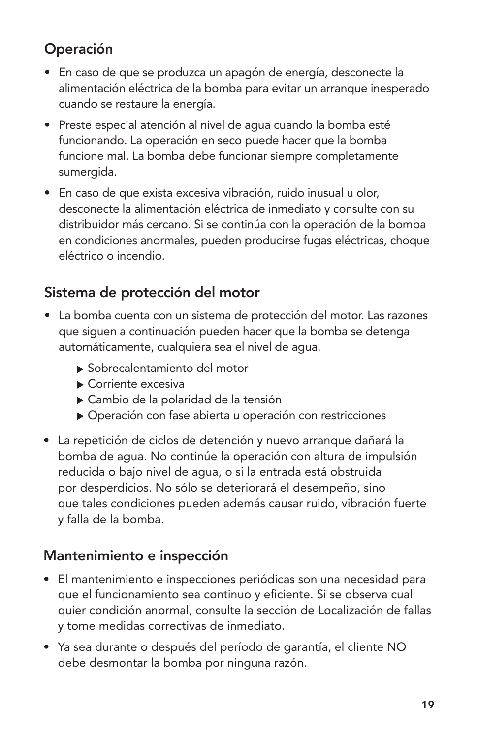## Operación

- En caso de que se produzca un apagón de energía, desconecte la alimentación eléctrica de la bomba para evitar un arranque inesperado cuando se restaure la energía.
- Preste especial atención al nivel de agua cuando la bomba esté funcionando. La operación en seco puede hacer que la bomba funcione mal. La bomba debe funcionar siempre completamente sumergida.
- En caso de que exista excesiva vibración, ruido inusual u olor, desconecte la alimentación eléctrica de inmediato y consulte con su distribuidor más cercano. Si se continúa con la operación de la bomba en condiciones anormales, pueden producirse fugas eléctricas, choque eléctrico o incendio.

## Sistema de protección del motor

- La bomba cuenta con un sistema de protección del motor. Las razones que siguen a continuación pueden hacer que la bomba se detenga automáticamente, cualquiera sea el nivel de agua.
  - Sobrecalentamiento del motor
  - Corriente excesiva
  - Cambio de la polaridad de la tensión
  - Operación con fase abierta u operación con restricciones
- La repetición de ciclos de detención y nuevo arranque dañará la bomba de agua. No continúe la operación con altura de impulsión reducida o bajo nivel de agua, o si la entrada está obstruida por desperdicios. No sólo se deteriorará el desempeño, sino que tales condiciones pueden además causar ruido, vibración fuerte y falla de la bomba.

## Mantenimiento e inspección

- El mantenimiento e inspecciones periódicas son una necesidad para que el funcionamiento sea continuo y eficiente. Si se observa cual quier condición anormal, consulte la sección de Localización de fallas y tome medidas correctivas de inmediato.
- Ya sea durante o después del período de garantía, el cliente NO debe desmontar la bomba por ninguna razón.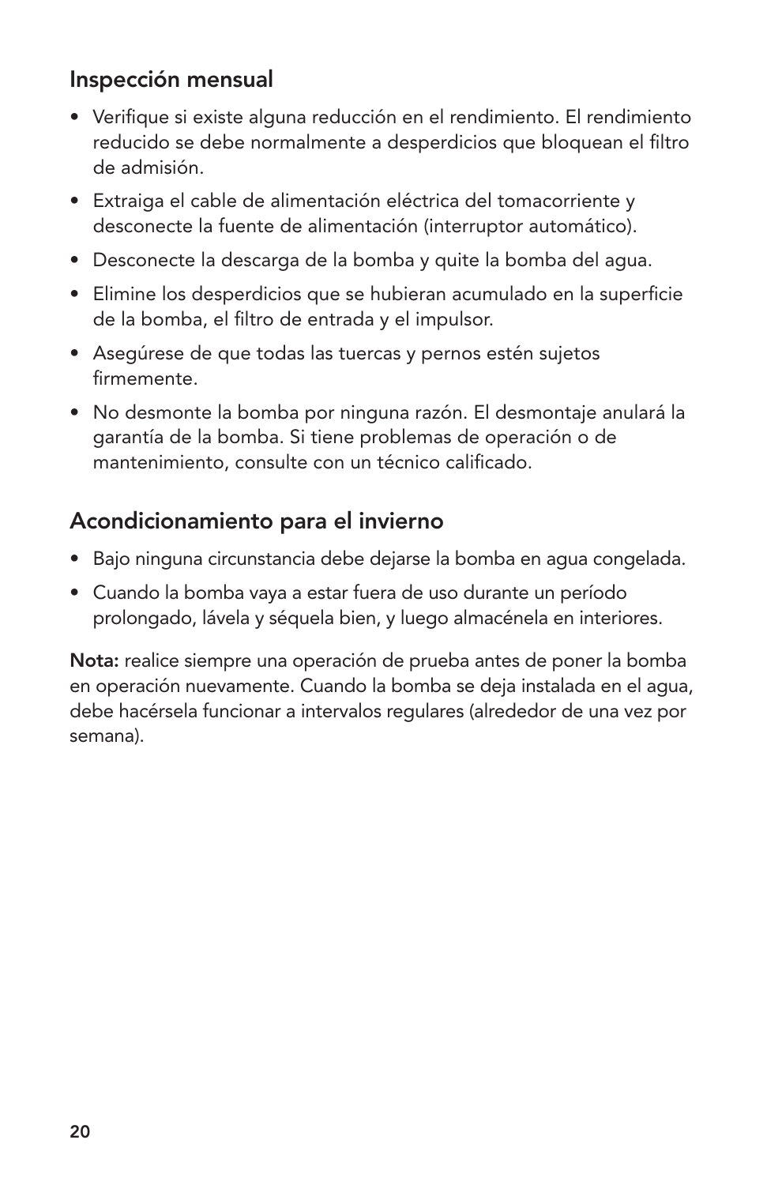## Inspección mensual

- Verifique si existe alguna reducción en el rendimiento. El rendimiento reducido se debe normalmente a desperdicios que bloquean el filtro de admisión.
- Extraiga el cable de alimentación eléctrica del tomacorriente y desconecte la fuente de alimentación (interruptor automático).
- Desconecte la descarga de la bomba y quite la bomba del agua.
- Elimine los desperdicios que se hubieran acumulado en la superficie de la bomba, el filtro de entrada y el impulsor.
- Asegúrese de que todas las tuercas y pernos estén sujetos firmemente.
- No desmonte la bomba por ninguna razón. El desmontaje anulará la garantía de la bomba. Si tiene problemas de operación o de mantenimiento, consulte con un técnico calificado.

## Acondicionamiento para el invierno

- Bajo ninguna circunstancia debe dejarse la bomba en agua congelada.
- Cuando la bomba vaya a estar fuera de uso durante un período prolongado, lávela y séquela bien, y luego almacénela en interiores.

**Nota:** realice siempre una operación de prueba antes de poner la bomba en operación nuevamente. Cuando la bomba se deja instalada en el agua, debe hacérsela funcionar a intervalos regulares (alrededor de una vez por semana).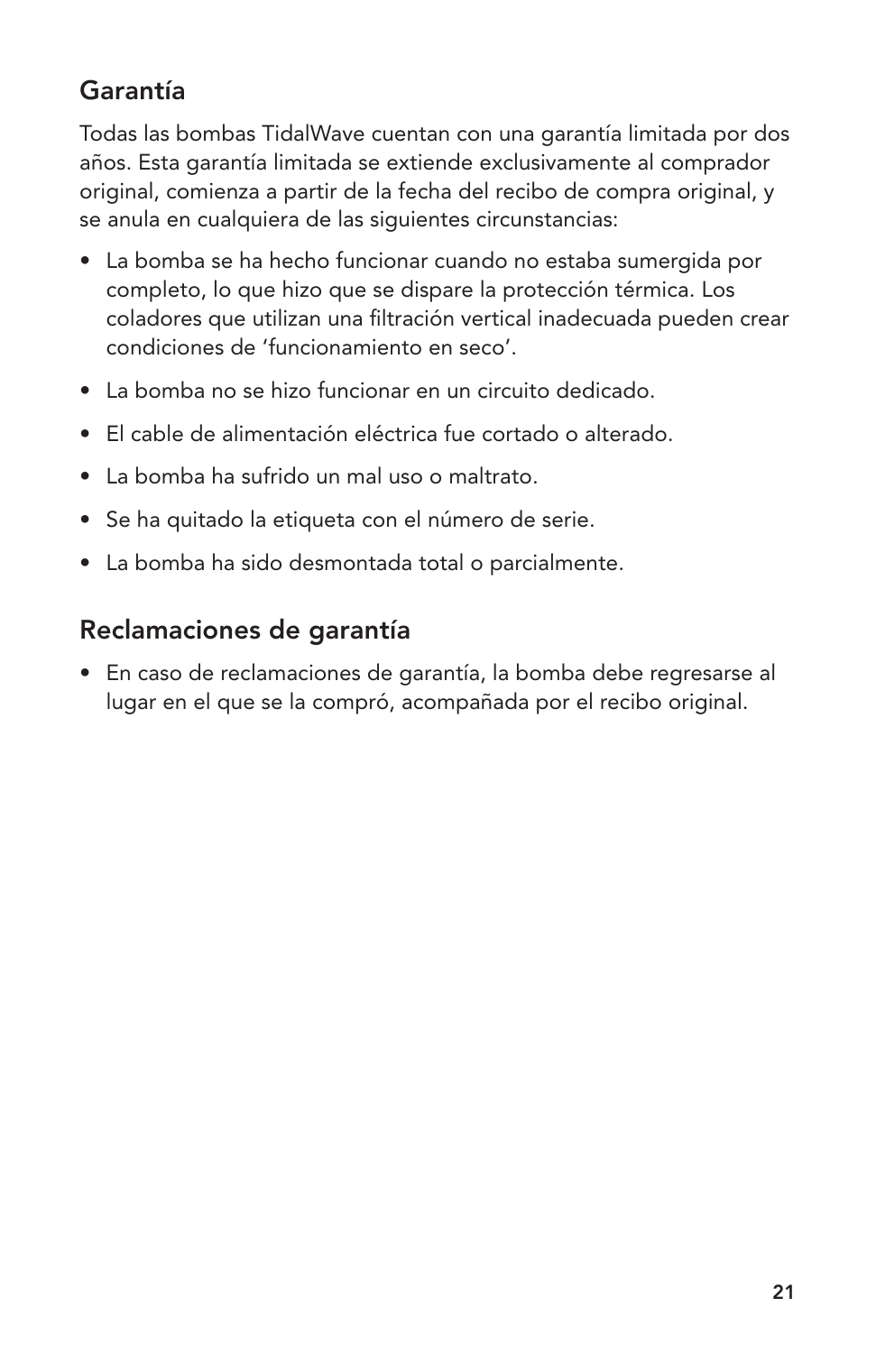## Garantía

Todas las bombas TidalWave cuentan con una garantía limitada por dos años. Esta garantía limitada se extiende exclusivamente al comprador original, comienza a partir de la fecha del recibo de compra original, y se anula en cualquiera de las siguientes circunstancias:

- La bomba se ha hecho funcionar cuando no estaba sumergida por completo, lo que hizo que se dispare la protección térmica. Los coladores que utilizan una filtración vertical inadecuada pueden crear condiciones de 'funcionamiento en seco'.
- La bomba no se hizo funcionar en un circuito dedicado.
- El cable de alimentación eléctrica fue cortado o alterado.
- La bomba ha sufrido un mal uso o maltrato.
- Se ha quitado la etiqueta con el número de serie.
- La bomba ha sido desmontada total o parcialmente.

## Reclamaciones de garantía

- En caso de reclamaciones de garantía, la bomba debe regresarse al lugar en el que se la compró, acompañada por el recibo original.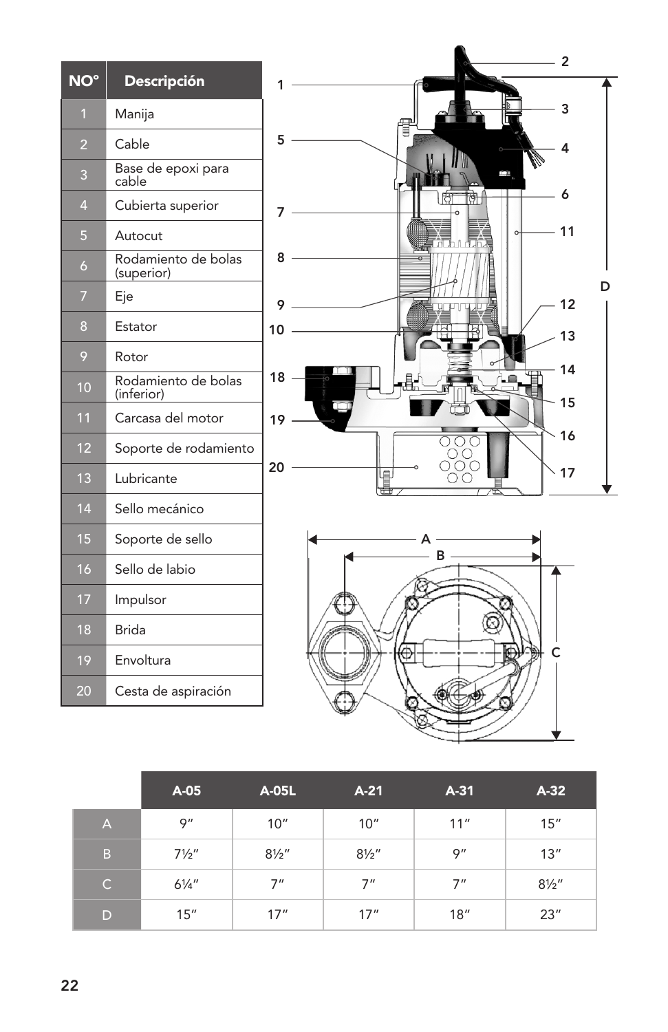| NO° | Descripción |
|---|---|
| 1 | Manija |
| 2 | Cable |
| 3 | Base de epoxi para cable |
| 4 | Cubierta superior |
| 5 | Autocut |
| 6 | Rodamiento de bolas (superior) |
| 7 | Eje |
| 8 | Estator |
| 9 | Rotor |
| 10 | Rodamiento de bolas (inferior) |
| 11 | Carcasa del motor |
| 12 | Soporte de rodamiento |
| 13 | Lubricante |
| 14 | Sello mecánico |
| 15 | Soporte de sello |
| 16 | Sello de labio |
| 17 | Impulsor |
| 18 | Brida |
| 19 | Envoltura |
| 20 | Cesta de aspiración |

| | A-05 | A-05L | A-21 | A-31 | A-32 |
|---|---|---|---|---|---|
| A | 9″ | 10″ | 10″ | 11″ | 15″ |
| B | 7½″ | 8½″ | 8½″ | 9″ | 13″ |
| C | 6¼″ | 7″ | 7″ | 7″ | 8½″ |
| D | 15″ | 17″ | 17″ | 18″ | 23″ |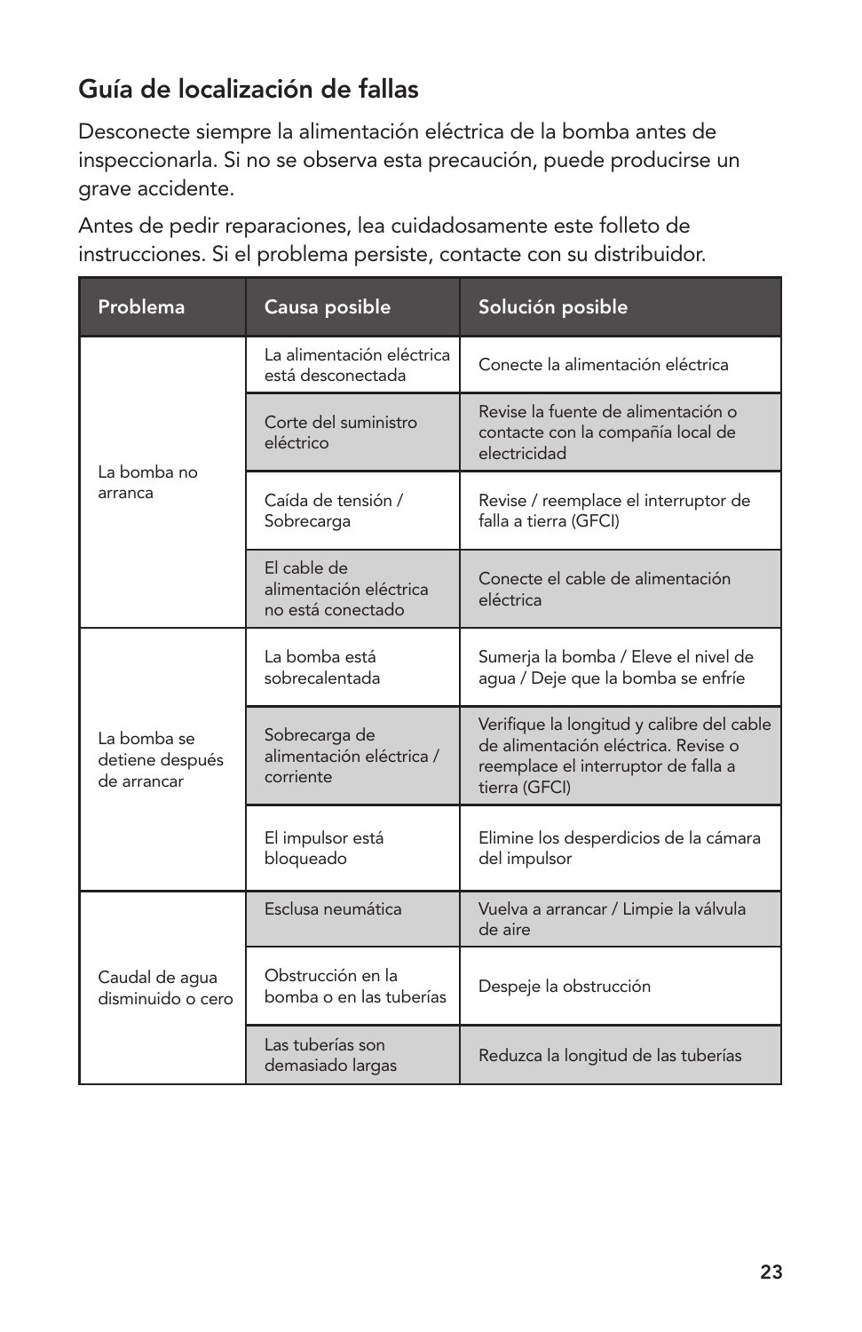## Guía de localización de fallas

Desconecte siempre la alimentación eléctrica de la bomba antes de inspeccionarla. Si no se observa esta precaución, puede producirse un grave accidente.

Antes de pedir reparaciones, lea cuidadosamente este folleto de instrucciones. Si el problema persiste, contacte con su distribuidor.

| Problema | Causa posible | Solución posible |
|---|---|---|
| La bomba no arranca | La alimentación eléctrica está desconectada | Conecte la alimentación eléctrica |
| | Corte del suministro eléctrico | Revise la fuente de alimentación o contacte con la compañía local de electricidad |
| | Caída de tensión / Sobrecarga | Revise / reemplace el interruptor de falla a tierra (GFCI) |
| | El cable de alimentación eléctrica no está conectado | Conecte el cable de alimentación eléctrica |
| La bomba se detiene después de arrancar | La bomba está sobrecalentada | Sumerja la bomba / Eleve el nivel de agua / Deje que la bomba se enfríe |
| | Sobrecarga de alimentación eléctrica / corriente | Verifique la longitud y calibre del cable de alimentación eléctrica. Revise o reemplace el interruptor de falla a tierra (GFCI) |
| | El impulsor está bloqueado | Elimine los desperdicios de la cámara del impulsor |
| Caudal de agua disminuido o cero | Esclusa neumática | Vuelva a arrancar / Limpie la válvula de aire |
| | Obstrucción en la bomba o en las tuberías | Despeje la obstrucción |
| | Las tuberías son demasiado largas | Reduzca la longitud de las tuberías |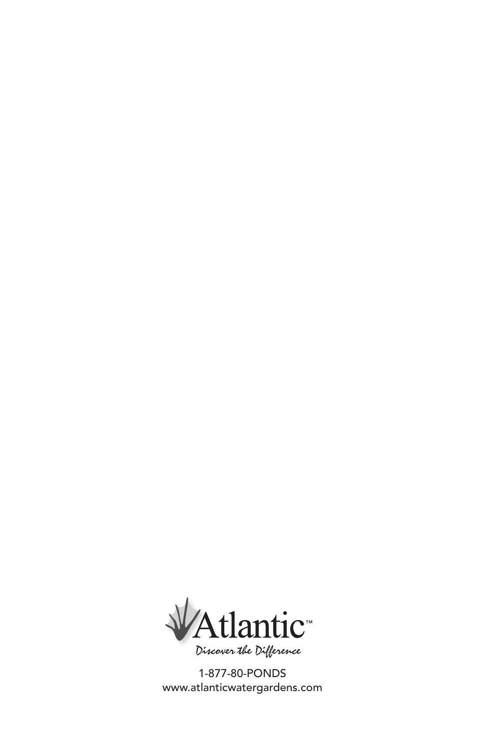Atlantic™

*Discover the Difference*

1-877-80-PONDS
www.atlanticwatergardens.com